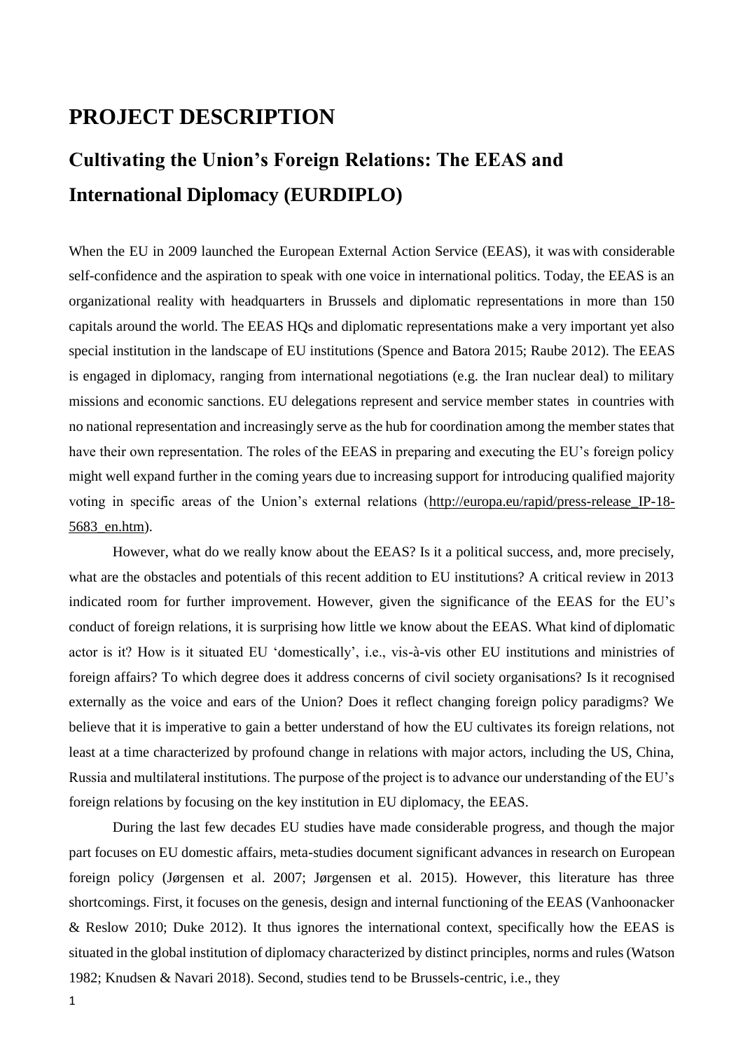# PROJECT DESCRIPTION

## Cultivating the Union's Foreign Relations: The EEAS and International Diplomacy (EURDIPLO)

When the EU in 2009 launched the European External Action Service (EEAS), it was with considerable self-confidence and the aspiration to speak with one voice in international politics. Today, the EEAS is an organizational reality with headquarters in Brussels and diplomatic representations in more than 150 capitals around the world. The EEAS HQs and diplomatic representations make a very important yet also special institution in the landscape of EU institutions (Spence and Batora 2015; Raube 2012). The EEAS is engaged in diplomacy, ranging from international negotiations (e.g. the Iran nuclear deal) to military missions and economic sanctions. EU delegations represent and service member states in countries with no national representation and increasingly serve as the hub for coordination among the member states that have their own representation. The roles of the EEAS in preparing and executing the EU's foreign policy might well expand further in the coming years due to increasing support for introducing qualified majority voting in specific areas of the Union's external relations (http://europa.eu/rapid/press-release_IP-18-5683_en.htm).

However, what do we really know about the EEAS? Is it a political success, and, more precisely, what are the obstacles and potentials of this recent addition to EU institutions? A critical review in 2013 indicated room for further improvement. However, given the significance of the EEAS for the EU's conduct of foreign relations, it is surprising how little we know about the EEAS. What kind of diplomatic actor is it? How is it situated EU 'domestically', i.e., vis-à-vis other EU institutions and ministries of foreign affairs? To which degree does it address concerns of civil society organisations? Is it recognised externally as the voice and ears of the Union? Does it reflect changing foreign policy paradigms? We believe that it is imperative to gain a better understand of how the EU cultivates its foreign relations, not least at a time characterized by profound change in relations with major actors, including the US, China, Russia and multilateral institutions. The purpose of the project is to advance our understanding of the EU's foreign relations by focusing on the key institution in EU diplomacy, the EEAS.

During the last few decades EU studies have made considerable progress, and though the major part focuses on EU domestic affairs, meta-studies document significant advances in research on European foreign policy (Jørgensen et al. 2007; Jørgensen et al. 2015). However, this literature has three shortcomings. First, it focuses on the genesis, design and internal functioning of the EEAS (Vanhoonacker & Reslow 2010; Duke 2012). It thus ignores the international context, specifically how the EEAS is situated in the global institution of diplomacy characterized by distinct principles, norms and rules (Watson 1982; Knudsen & Navari 2018). Second, studies tend to be Brussels-centric, i.e., they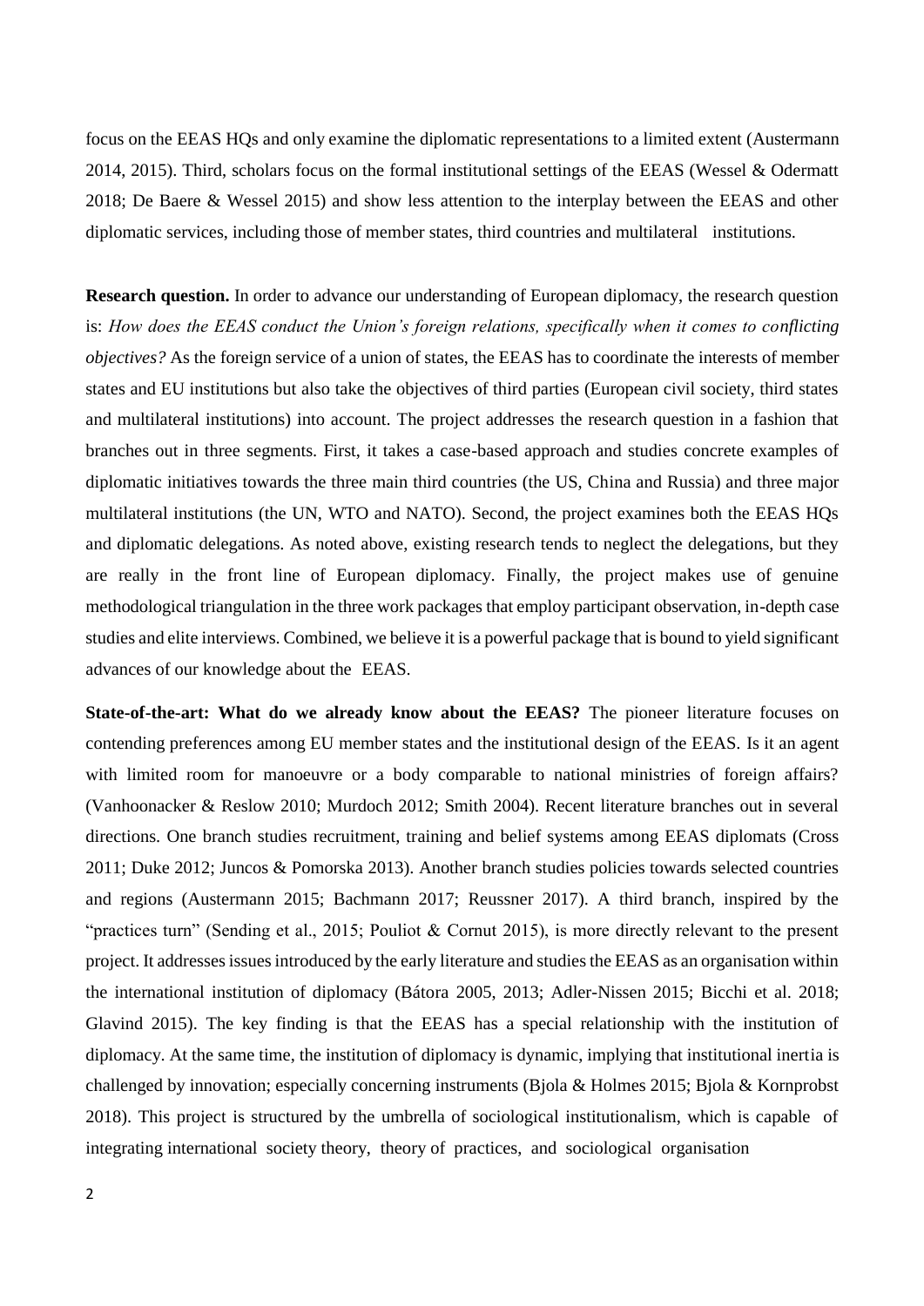focus on the EEAS HQs and only examine the diplomatic representations to a limited extent (Austermann 2014, 2015). Third, scholars focus on the formal institutional settings of the EEAS (Wessel & Odermatt 2018; De Baere & Wessel 2015) and show less attention to the interplay between the EEAS and other diplomatic services, including those of member states, third countries and multilateral institutions.

**Research question.** In order to advance our understanding of European diplomacy, the research question is: *How does the EEAS conduct the Union's foreign relations, specifically when it comes to conflicting objectives?* As the foreign service of a union of states, the EEAS has to coordinate the interests of member states and EU institutions but also take the objectives of third parties (European civil society, third states and multilateral institutions) into account. The project addresses the research question in a fashion that branches out in three segments. First, it takes a case-based approach and studies concrete examples of diplomatic initiatives towards the three main third countries (the US, China and Russia) and three major multilateral institutions (the UN, WTO and NATO). Second, the project examines both the EEAS HQs and diplomatic delegations. As noted above, existing research tends to neglect the delegations, but they are really in the front line of European diplomacy. Finally, the project makes use of genuine methodological triangulation in the three work packages that employ participant observation, in-depth case studies and elite interviews. Combined, we believe it is a powerful package that is bound to yield significant advances of our knowledge about the EEAS.

**State-of-the-art: What do we already know about the EEAS?** The pioneer literature focuses on contending preferences among EU member states and the institutional design of the EEAS. Is it an agent with limited room for manoeuvre or a body comparable to national ministries of foreign affairs? (Vanhoonacker & Reslow 2010; Murdoch 2012; Smith 2004). Recent literature branches out in several directions. One branch studies recruitment, training and belief systems among EEAS diplomats (Cross 2011; Duke 2012; Juncos & Pomorska 2013). Another branch studies policies towards selected countries and regions (Austermann 2015; Bachmann 2017; Reussner 2017). A third branch, inspired by the "practices turn" (Sending et al., 2015; Pouliot & Cornut 2015), is more directly relevant to the present project. It addresses issues introduced by the early literature and studies the EEAS as an organisation within the international institution of diplomacy (Bátora 2005, 2013; Adler-Nissen 2015; Bicchi et al. 2018; Glavind 2015). The key finding is that the EEAS has a special relationship with the institution of diplomacy. At the same time, the institution of diplomacy is dynamic, implying that institutional inertia is challenged by innovation; especially concerning instruments (Bjola & Holmes 2015; Bjola & Kornprobst 2018). This project is structured by the umbrella of sociological institutionalism, which is capable of integrating international society theory, theory of practices, and sociological organisation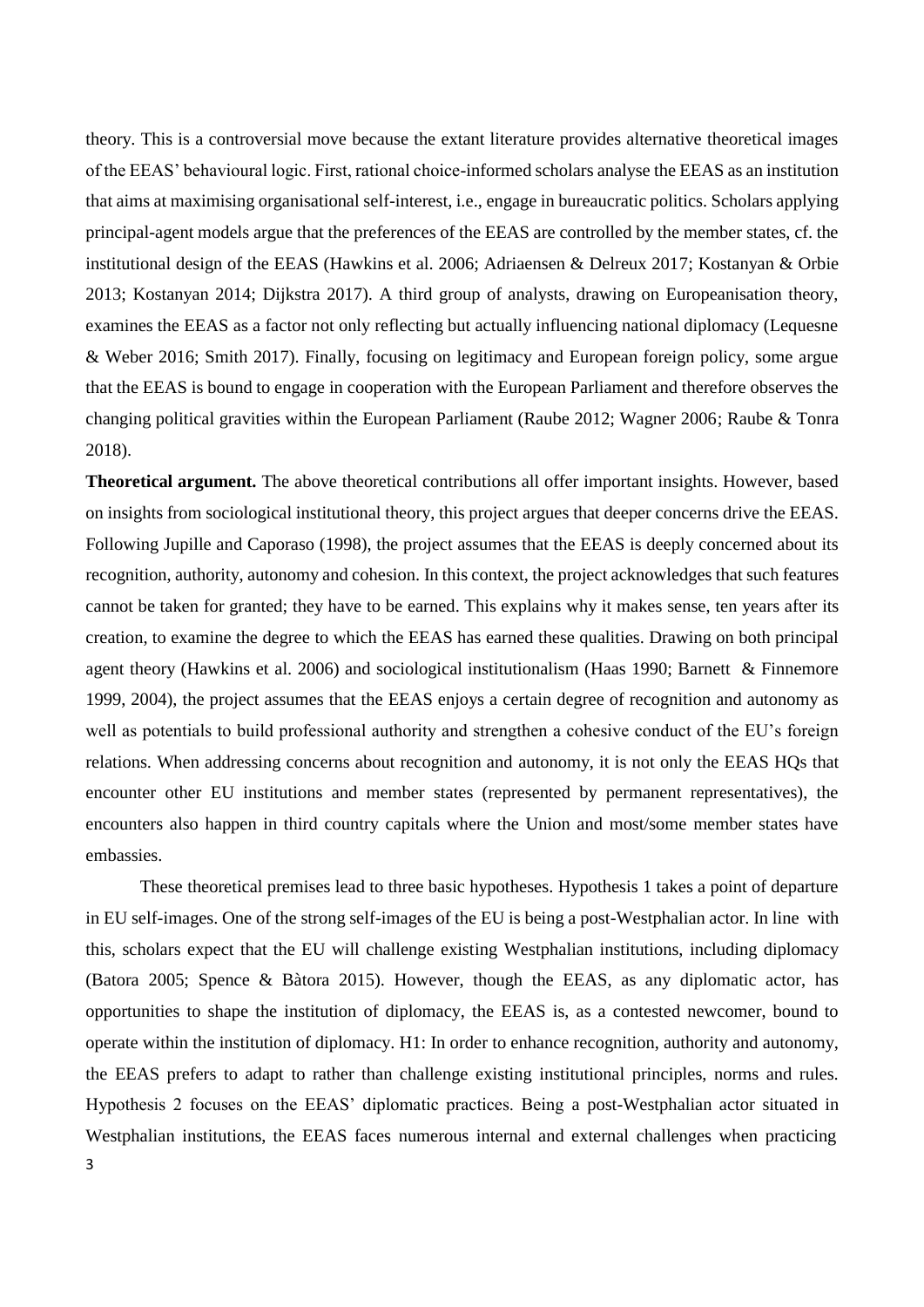theory. This is a controversial move because the extant literature provides alternative theoretical images of the EEAS' behavioural logic. First, rational choice-informed scholars analyse the EEAS as an institution that aims at maximising organisational self-interest, i.e., engage in bureaucratic politics. Scholars applying principal-agent models argue that the preferences of the EEAS are controlled by the member states, cf. the institutional design of the EEAS (Hawkins et al. 2006; Adriaensen & Delreux 2017; Kostanyan & Orbie 2013; Kostanyan 2014; Dijkstra 2017). A third group of analysts, drawing on Europeanisation theory, examines the EEAS as a factor not only reflecting but actually influencing national diplomacy (Lequesne & Weber 2016; Smith 2017). Finally, focusing on legitimacy and European foreign policy, some argue that the EEAS is bound to engage in cooperation with the European Parliament and therefore observes the changing political gravities within the European Parliament (Raube 2012; Wagner 2006; Raube & Tonra 2018).

**Theoretical argument.** The above theoretical contributions all offer important insights. However, based on insights from sociological institutional theory, this project argues that deeper concerns drive the EEAS. Following Jupille and Caporaso (1998), the project assumes that the EEAS is deeply concerned about its recognition, authority, autonomy and cohesion. In this context, the project acknowledges that such features cannot be taken for granted; they have to be earned. This explains why it makes sense, ten years after its creation, to examine the degree to which the EEAS has earned these qualities. Drawing on both principal agent theory (Hawkins et al. 2006) and sociological institutionalism (Haas 1990; Barnett & Finnemore 1999, 2004), the project assumes that the EEAS enjoys a certain degree of recognition and autonomy as well as potentials to build professional authority and strengthen a cohesive conduct of the EU's foreign relations. When addressing concerns about recognition and autonomy, it is not only the EEAS HQs that encounter other EU institutions and member states (represented by permanent representatives), the encounters also happen in third country capitals where the Union and most/some member states have embassies.

These theoretical premises lead to three basic hypotheses. Hypothesis 1 takes a point of departure in EU self-images. One of the strong self-images of the EU is being a post-Westphalian actor. In line with this, scholars expect that the EU will challenge existing Westphalian institutions, including diplomacy (Batora 2005; Spence & Bàtora 2015). However, though the EEAS, as any diplomatic actor, has opportunities to shape the institution of diplomacy, the EEAS is, as a contested newcomer, bound to operate within the institution of diplomacy. H1: In order to enhance recognition, authority and autonomy, the EEAS prefers to adapt to rather than challenge existing institutional principles, norms and rules. Hypothesis 2 focuses on the EEAS' diplomatic practices. Being a post-Westphalian actor situated in Westphalian institutions, the EEAS faces numerous internal and external challenges when practicing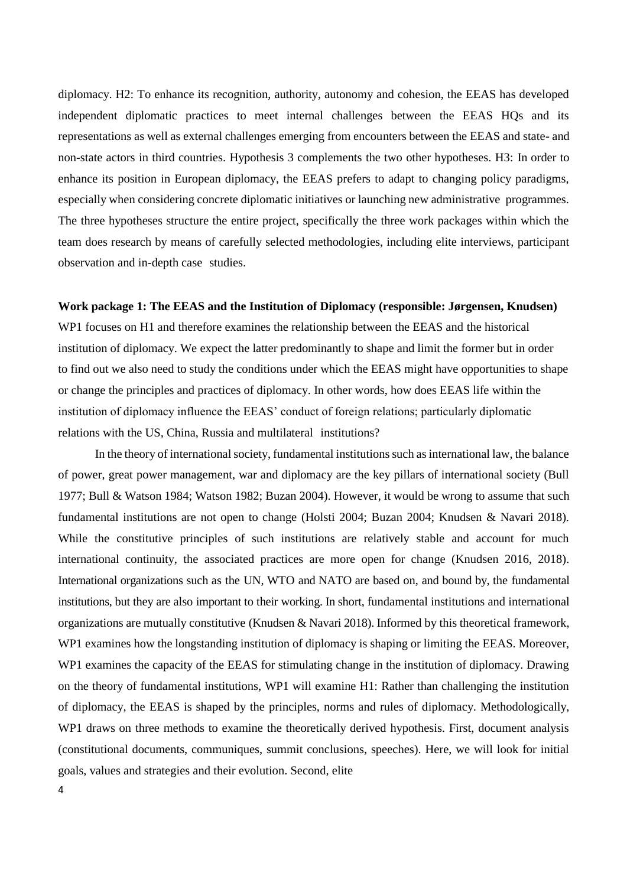diplomacy. H2: To enhance its recognition, authority, autonomy and cohesion, the EEAS has developed independent diplomatic practices to meet internal challenges between the EEAS HQs and its representations as well as external challenges emerging from encounters between the EEAS and state- and non-state actors in third countries. Hypothesis 3 complements the two other hypotheses. H3: In order to enhance its position in European diplomacy, the EEAS prefers to adapt to changing policy paradigms, especially when considering concrete diplomatic initiatives or launching new administrative programmes. The three hypotheses structure the entire project, specifically the three work packages within which the team does research by means of carefully selected methodologies, including elite interviews, participant observation and in-depth case studies.

**Work package 1: The EEAS and the Institution of Diplomacy (responsible: Jørgensen, Knudsen)**

WP1 focuses on H1 and therefore examines the relationship between the EEAS and the historical institution of diplomacy. We expect the latter predominantly to shape and limit the former but in order to find out we also need to study the conditions under which the EEAS might have opportunities to shape or change the principles and practices of diplomacy. In other words, how does EEAS life within the institution of diplomacy influence the EEAS' conduct of foreign relations; particularly diplomatic relations with the US, China, Russia and multilateral institutions?

In the theory of international society, fundamental institutions such as international law, the balance of power, great power management, war and diplomacy are the key pillars of international society (Bull 1977; Bull & Watson 1984; Watson 1982; Buzan 2004). However, it would be wrong to assume that such fundamental institutions are not open to change (Holsti 2004; Buzan 2004; Knudsen & Navari 2018). While the constitutive principles of such institutions are relatively stable and account for much international continuity, the associated practices are more open for change (Knudsen 2016, 2018). International organizations such as the UN, WTO and NATO are based on, and bound by, the fundamental institutions, but they are also important to their working. In short, fundamental institutions and international organizations are mutually constitutive (Knudsen & Navari 2018). Informed by this theoretical framework, WP1 examines how the longstanding institution of diplomacy is shaping or limiting the EEAS. Moreover, WP1 examines the capacity of the EEAS for stimulating change in the institution of diplomacy. Drawing on the theory of fundamental institutions, WP1 will examine H1: Rather than challenging the institution of diplomacy, the EEAS is shaped by the principles, norms and rules of diplomacy. Methodologically, WP1 draws on three methods to examine the theoretically derived hypothesis. First, document analysis (constitutional documents, communiques, summit conclusions, speeches). Here, we will look for initial goals, values and strategies and their evolution. Second, elite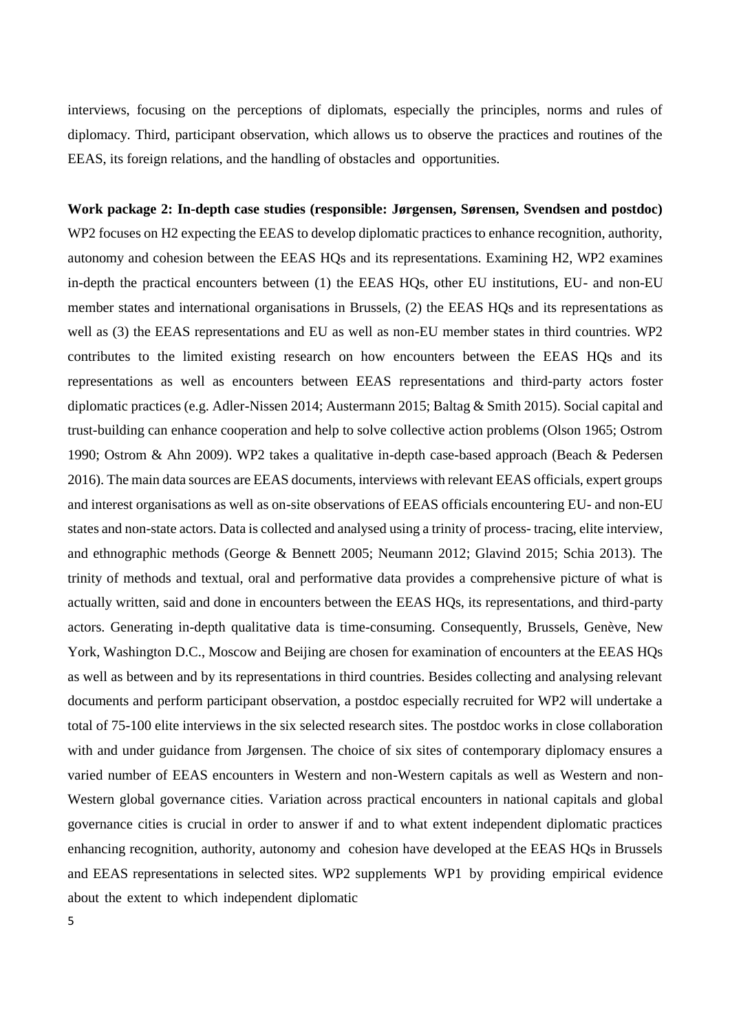interviews, focusing on the perceptions of diplomats, especially the principles, norms and rules of diplomacy. Third, participant observation, which allows us to observe the practices and routines of the EEAS, its foreign relations, and the handling of obstacles and opportunities.

**Work package 2: In-depth case studies (responsible: Jørgensen, Sørensen, Svendsen and postdoc)**
WP2 focuses on H2 expecting the EEAS to develop diplomatic practices to enhance recognition, authority, autonomy and cohesion between the EEAS HQs and its representations. Examining H2, WP2 examines in-depth the practical encounters between (1) the EEAS HQs, other EU institutions, EU- and non-EU member states and international organisations in Brussels, (2) the EEAS HQs and its representations as well as (3) the EEAS representations and EU as well as non-EU member states in third countries. WP2 contributes to the limited existing research on how encounters between the EEAS HQs and its representations as well as encounters between EEAS representations and third-party actors foster diplomatic practices (e.g. Adler-Nissen 2014; Austermann 2015; Baltag & Smith 2015). Social capital and trust-building can enhance cooperation and help to solve collective action problems (Olson 1965; Ostrom 1990; Ostrom & Ahn 2009). WP2 takes a qualitative in-depth case-based approach (Beach & Pedersen 2016). The main data sources are EEAS documents, interviews with relevant EEAS officials, expert groups and interest organisations as well as on-site observations of EEAS officials encountering EU- and non-EU states and non-state actors. Data is collected and analysed using a trinity of process- tracing, elite interview, and ethnographic methods (George & Bennett 2005; Neumann 2012; Glavind 2015; Schia 2013). The trinity of methods and textual, oral and performative data provides a comprehensive picture of what is actually written, said and done in encounters between the EEAS HQs, its representations, and third-party actors. Generating in-depth qualitative data is time-consuming. Consequently, Brussels, Genève, New York, Washington D.C., Moscow and Beijing are chosen for examination of encounters at the EEAS HQs as well as between and by its representations in third countries. Besides collecting and analysing relevant documents and perform participant observation, a postdoc especially recruited for WP2 will undertake a total of 75-100 elite interviews in the six selected research sites. The postdoc works in close collaboration with and under guidance from Jørgensen. The choice of six sites of contemporary diplomacy ensures a varied number of EEAS encounters in Western and non-Western capitals as well as Western and non-Western global governance cities. Variation across practical encounters in national capitals and global governance cities is crucial in order to answer if and to what extent independent diplomatic practices enhancing recognition, authority, autonomy and cohesion have developed at the EEAS HQs in Brussels and EEAS representations in selected sites. WP2 supplements WP1 by providing empirical evidence about the extent to which independent diplomatic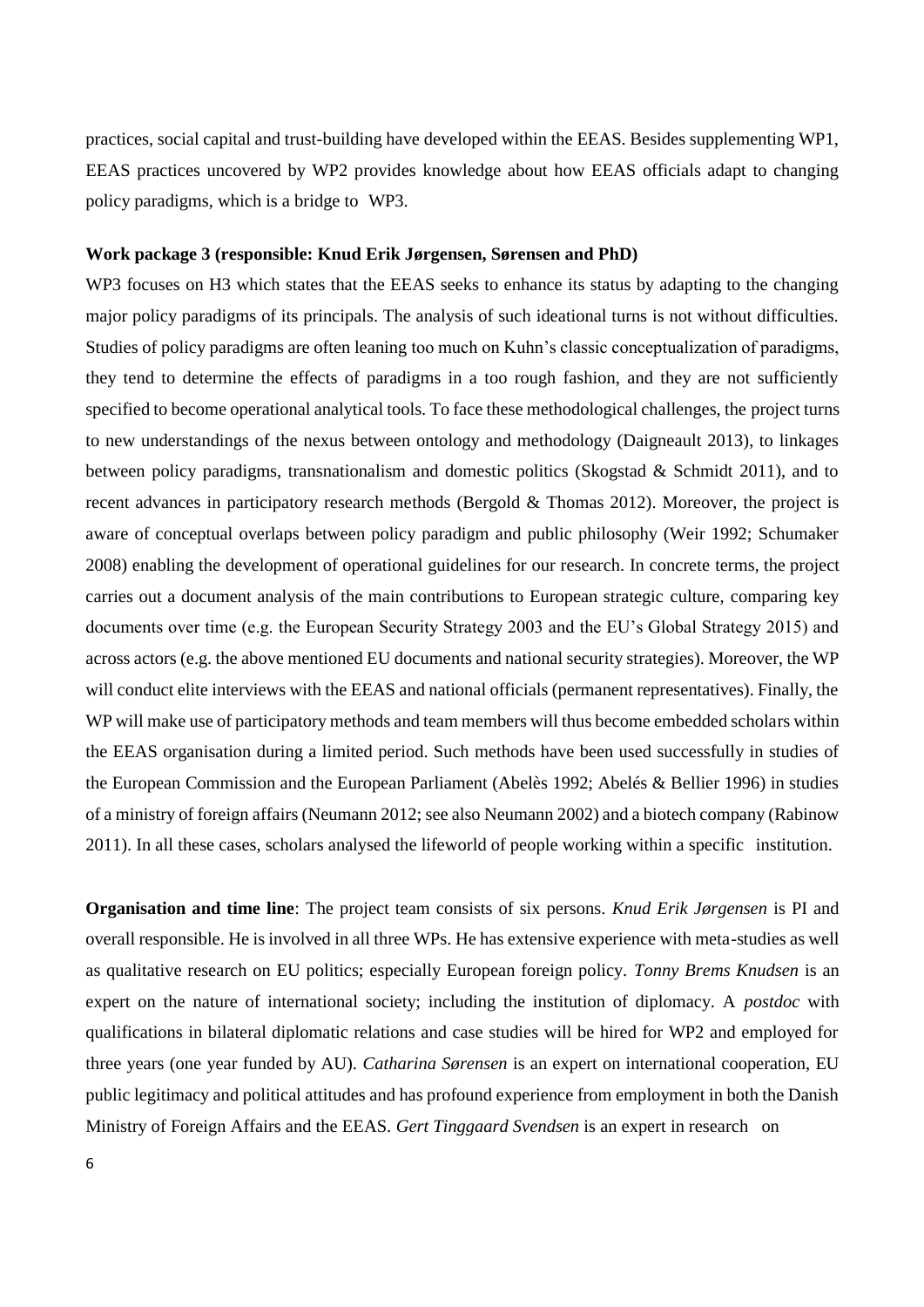practices, social capital and trust-building have developed within the EEAS. Besides supplementing WP1, EEAS practices uncovered by WP2 provides knowledge about how EEAS officials adapt to changing policy paradigms, which is a bridge to WP3.

**Work package 3 (responsible: Knud Erik Jørgensen, Sørensen and PhD)**

WP3 focuses on H3 which states that the EEAS seeks to enhance its status by adapting to the changing major policy paradigms of its principals. The analysis of such ideational turns is not without difficulties. Studies of policy paradigms are often leaning too much on Kuhn's classic conceptualization of paradigms, they tend to determine the effects of paradigms in a too rough fashion, and they are not sufficiently specified to become operational analytical tools. To face these methodological challenges, the project turns to new understandings of the nexus between ontology and methodology (Daigneault 2013), to linkages between policy paradigms, transnationalism and domestic politics (Skogstad & Schmidt 2011), and to recent advances in participatory research methods (Bergold & Thomas 2012). Moreover, the project is aware of conceptual overlaps between policy paradigm and public philosophy (Weir 1992; Schumaker 2008) enabling the development of operational guidelines for our research. In concrete terms, the project carries out a document analysis of the main contributions to European strategic culture, comparing key documents over time (e.g. the European Security Strategy 2003 and the EU's Global Strategy 2015) and across actors (e.g. the above mentioned EU documents and national security strategies). Moreover, the WP will conduct elite interviews with the EEAS and national officials (permanent representatives). Finally, the WP will make use of participatory methods and team members will thus become embedded scholars within the EEAS organisation during a limited period. Such methods have been used successfully in studies of the European Commission and the European Parliament (Abelès 1992; Abelés & Bellier 1996) in studies of a ministry of foreign affairs (Neumann 2012; see also Neumann 2002) and a biotech company (Rabinow 2011). In all these cases, scholars analysed the lifeworld of people working within a specific institution.

**Organisation and time line**: The project team consists of six persons. *Knud Erik Jørgensen* is PI and overall responsible. He is involved in all three WPs. He has extensive experience with meta-studies as well as qualitative research on EU politics; especially European foreign policy. *Tonny Brems Knudsen* is an expert on the nature of international society; including the institution of diplomacy. A *postdoc* with qualifications in bilateral diplomatic relations and case studies will be hired for WP2 and employed for three years (one year funded by AU). *Catharina Sørensen* is an expert on international cooperation, EU public legitimacy and political attitudes and has profound experience from employment in both the Danish Ministry of Foreign Affairs and the EEAS. *Gert Tinggaard Svendsen* is an expert in research on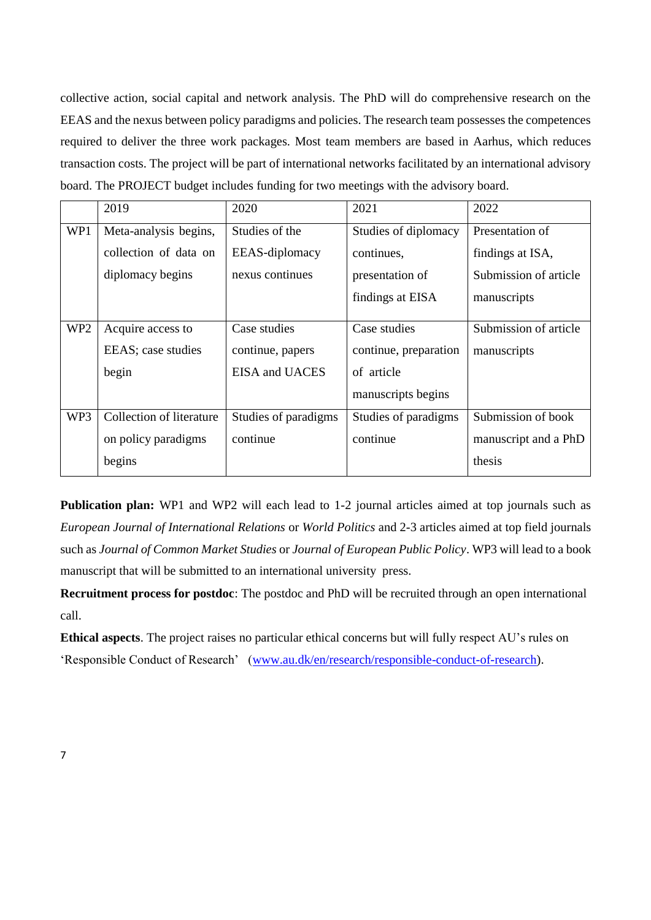collective action, social capital and network analysis. The PhD will do comprehensive research on the EEAS and the nexus between policy paradigms and policies. The research team possesses the competences required to deliver the three work packages. Most team members are based in Aarhus, which reduces transaction costs. The project will be part of international networks facilitated by an international advisory board. The PROJECT budget includes funding for two meetings with the advisory board.

| | 2019 | 2020 | 2021 | 2022 |
|---|---|---|---|---|
| WP1 | Meta-analysis begins, collection of data on diplomacy begins | Studies of the EEAS-diplomacy nexus continues | Studies of diplomacy continues, presentation of findings at EISA | Presentation of findings at ISA, Submission of article manuscripts |
| WP2 | Acquire access to EEAS; case studies begin | Case studies continue, papers EISA and UACES | Case studies continue, preparation of article manuscripts begins | Submission of article manuscripts |
| WP3 | Collection of literature on policy paradigms begins | Studies of paradigms continue | Studies of paradigms continue | Submission of book manuscript and a PhD thesis |

**Publication plan:** WP1 and WP2 will each lead to 1-2 journal articles aimed at top journals such as *European Journal of International Relations* or *World Politics* and 2-3 articles aimed at top field journals such as *Journal of Common Market Studies* or *Journal of European Public Policy*. WP3 will lead to a book manuscript that will be submitted to an international university press.

**Recruitment process for postdoc**: The postdoc and PhD will be recruited through an open international call.

**Ethical aspects**. The project raises no particular ethical concerns but will fully respect AU's rules on 'Responsible Conduct of Research' (www.au.dk/en/research/responsible-conduct-of-research).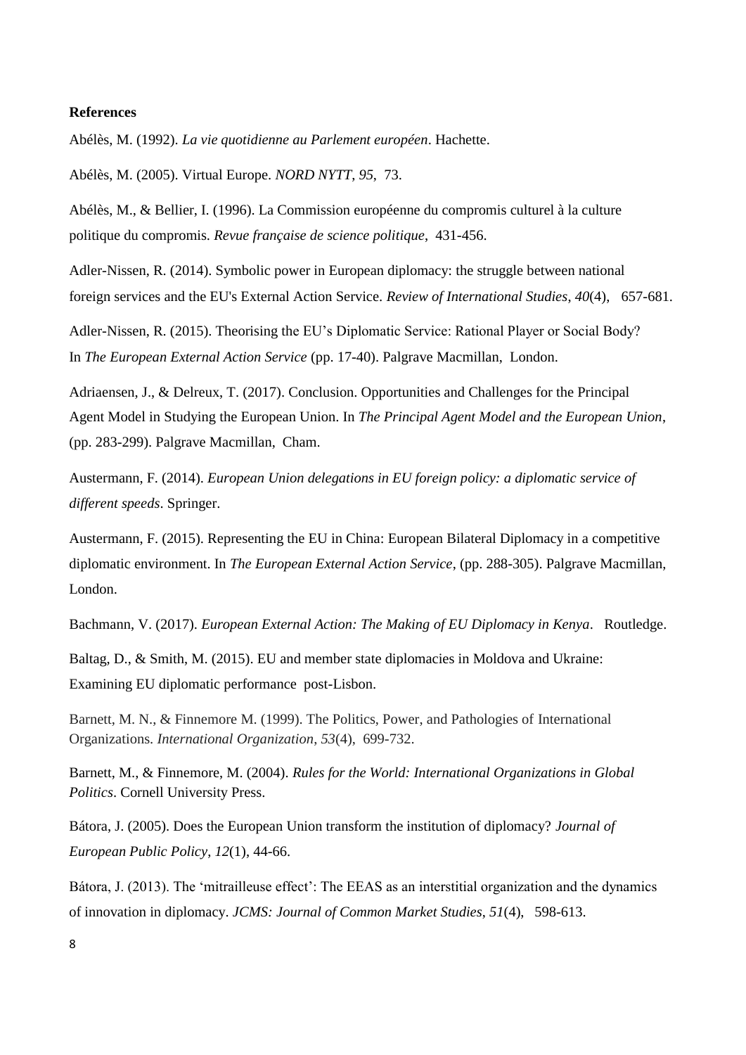**References**

Abélès, M. (1992). *La vie quotidienne au Parlement européen*. Hachette.

Abélès, M. (2005). Virtual Europe. *NORD NYTT*, *95*, 73.

Abélès, M., & Bellier, I. (1996). La Commission européenne du compromis culturel à la culture politique du compromis. *Revue française de science politique*, 431-456.

Adler-Nissen, R. (2014). Symbolic power in European diplomacy: the struggle between national foreign services and the EU's External Action Service. *Review of International Studies*, *40*(4), 657-681.

Adler-Nissen, R. (2015). Theorising the EU's Diplomatic Service: Rational Player or Social Body? In *The European External Action Service* (pp. 17-40). Palgrave Macmillan, London.

Adriaensen, J., & Delreux, T. (2017). Conclusion. Opportunities and Challenges for the Principal Agent Model in Studying the European Union. In *The Principal Agent Model and the European Union*, (pp. 283-299). Palgrave Macmillan, Cham.

Austermann, F. (2014). *European Union delegations in EU foreign policy: a diplomatic service of different speeds*. Springer.

Austermann, F. (2015). Representing the EU in China: European Bilateral Diplomacy in a competitive diplomatic environment. In *The European External Action Service*, (pp. 288-305). Palgrave Macmillan, London.

Bachmann, V. (2017). *European External Action: The Making of EU Diplomacy in Kenya*. Routledge.

Baltag, D., & Smith, M. (2015). EU and member state diplomacies in Moldova and Ukraine: Examining EU diplomatic performance post-Lisbon.

Barnett, M. N., & Finnemore M. (1999). The Politics, Power, and Pathologies of International Organizations. *International Organization*, *53*(4), 699-732.

Barnett, M., & Finnemore, M. (2004). *Rules for the World: International Organizations in Global Politics*. Cornell University Press.

Bátora, J. (2005). Does the European Union transform the institution of diplomacy? *Journal of European Public Policy*, *12*(1), 44-66.

Bátora, J. (2013). The 'mitrailleuse effect': The EEAS as an interstitial organization and the dynamics of innovation in diplomacy. *JCMS: Journal of Common Market Studies*, *51*(4), 598-613.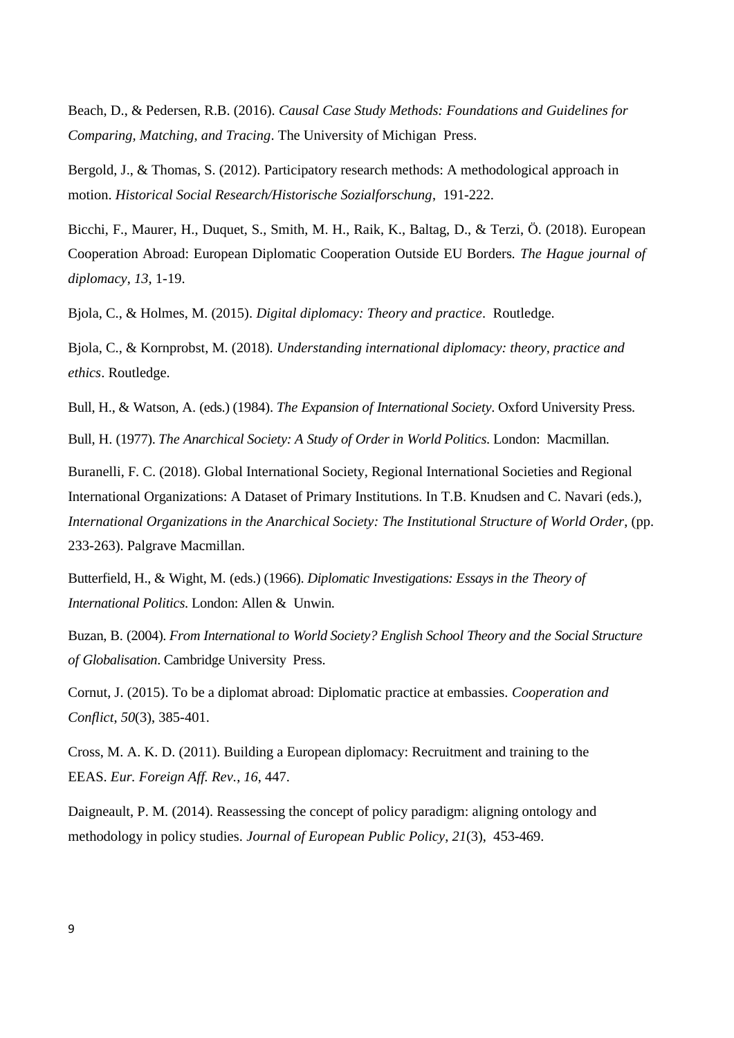Beach, D., & Pedersen, R.B. (2016). *Causal Case Study Methods: Foundations and Guidelines for Comparing, Matching, and Tracing*. The University of Michigan Press.

Bergold, J., & Thomas, S. (2012). Participatory research methods: A methodological approach in motion. *Historical Social Research/Historische Sozialforschung*, 191-222.

Bicchi, F., Maurer, H., Duquet, S., Smith, M. H., Raik, K., Baltag, D., & Terzi, Ö. (2018). European Cooperation Abroad: European Diplomatic Cooperation Outside EU Borders. *The Hague journal of diplomacy*, *13*, 1-19.

Bjola, C., & Holmes, M. (2015). *Digital diplomacy: Theory and practice*. Routledge.

Bjola, C., & Kornprobst, M. (2018). *Understanding international diplomacy: theory, practice and ethics*. Routledge.

Bull, H., & Watson, A. (eds.) (1984). *The Expansion of International Society*. Oxford University Press.

Bull, H. (1977). *The Anarchical Society: A Study of Order in World Politics*. London: Macmillan.

Buranelli, F. C. (2018). Global International Society, Regional International Societies and Regional International Organizations: A Dataset of Primary Institutions. In T.B. Knudsen and C. Navari (eds.), *International Organizations in the Anarchical Society: The Institutional Structure of World Order*, (pp. 233-263). Palgrave Macmillan.

Butterfield, H., & Wight, M. (eds.) (1966). *Diplomatic Investigations: Essays in the Theory of International Politics*. London: Allen & Unwin.

Buzan, B. (2004). *From International to World Society? English School Theory and the Social Structure of Globalisation*. Cambridge University Press.

Cornut, J. (2015). To be a diplomat abroad: Diplomatic practice at embassies. *Cooperation and Conflict*, *50*(3), 385-401.

Cross, M. A. K. D. (2011). Building a European diplomacy: Recruitment and training to the EEAS. *Eur. Foreign Aff. Rev.*, *16*, 447.

Daigneault, P. M. (2014). Reassessing the concept of policy paradigm: aligning ontology and methodology in policy studies. *Journal of European Public Policy*, *21*(3), 453-469.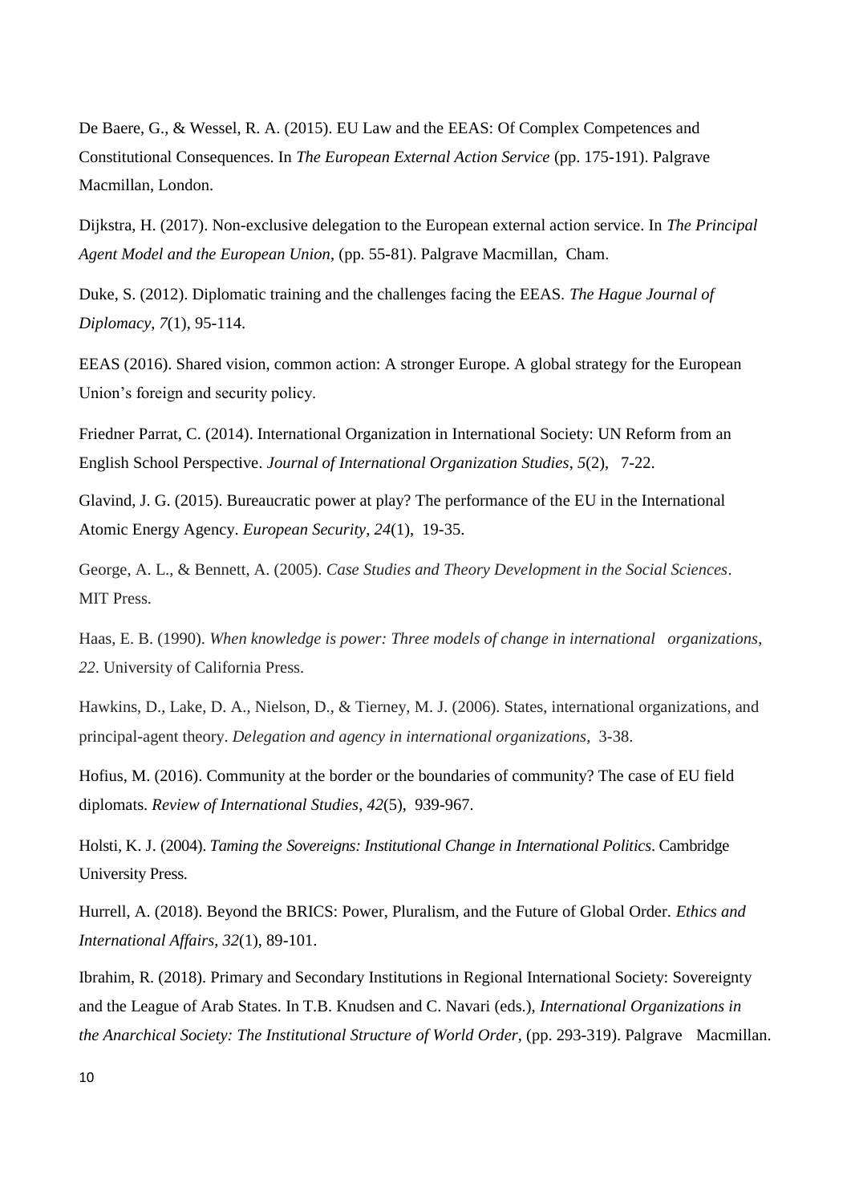De Baere, G., & Wessel, R. A. (2015). EU Law and the EEAS: Of Complex Competences and Constitutional Consequences. In *The European External Action Service* (pp. 175-191). Palgrave Macmillan, London.

Dijkstra, H. (2017). Non-exclusive delegation to the European external action service. In *The Principal Agent Model and the European Union*, (pp. 55-81). Palgrave Macmillan, Cham.

Duke, S. (2012). Diplomatic training and the challenges facing the EEAS. *The Hague Journal of Diplomacy*, *7*(1), 95-114.

EEAS (2016). Shared vision, common action: A stronger Europe. A global strategy for the European Union's foreign and security policy.

Friedner Parrat, C. (2014). International Organization in International Society: UN Reform from an English School Perspective. *Journal of International Organization Studies*, *5*(2), 7-22.

Glavind, J. G. (2015). Bureaucratic power at play? The performance of the EU in the International Atomic Energy Agency. *European Security*, *24*(1), 19-35.

George, A. L., & Bennett, A. (2005). *Case Studies and Theory Development in the Social Sciences*. MIT Press.

Haas, E. B. (1990). *When knowledge is power: Three models of change in international organizations*, *22*. University of California Press.

Hawkins, D., Lake, D. A., Nielson, D., & Tierney, M. J. (2006). States, international organizations, and principal-agent theory. *Delegation and agency in international organizations*, 3-38.

Hofius, M. (2016). Community at the border or the boundaries of community? The case of EU field diplomats. *Review of International Studies*, *42*(5), 939-967.

Holsti, K. J. (2004). *Taming the Sovereigns: Institutional Change in International Politics*. Cambridge University Press.

Hurrell, A. (2018). Beyond the BRICS: Power, Pluralism, and the Future of Global Order. *Ethics and International Affairs*, *32*(1), 89-101.

Ibrahim, R. (2018). Primary and Secondary Institutions in Regional International Society: Sovereignty and the League of Arab States. In T.B. Knudsen and C. Navari (eds.), *International Organizations in the Anarchical Society: The Institutional Structure of World Order*, (pp. 293-319). Palgrave Macmillan.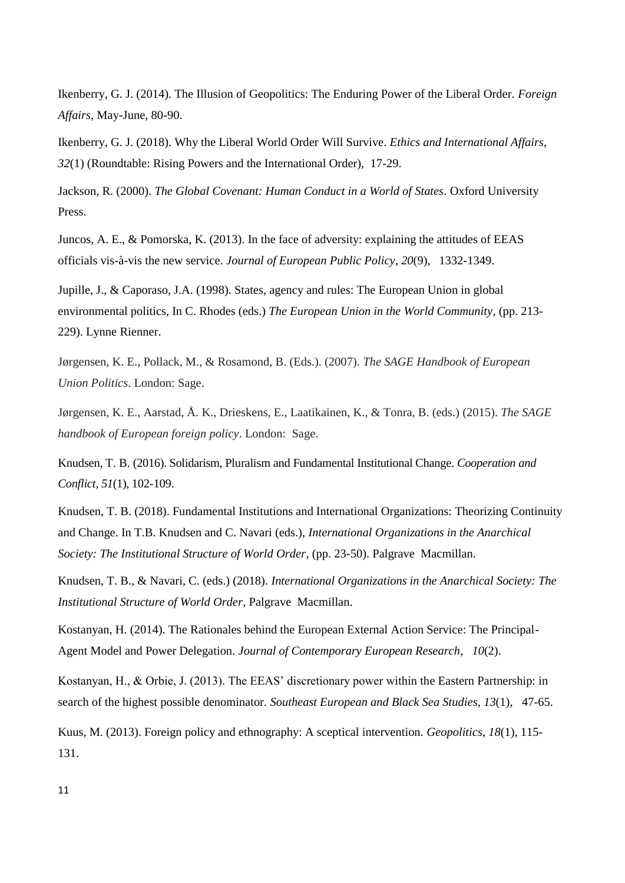Ikenberry, G. J. (2014). The Illusion of Geopolitics: The Enduring Power of the Liberal Order. *Foreign Affairs*, May-June, 80-90.

Ikenberry, G. J. (2018). Why the Liberal World Order Will Survive. *Ethics and International Affairs*, *32*(1) (Roundtable: Rising Powers and the International Order), 17-29.

Jackson, R. (2000). *The Global Covenant: Human Conduct in a World of States*. Oxford University Press.

Juncos, A. E., & Pomorska, K. (2013). In the face of adversity: explaining the attitudes of EEAS officials vis-à-vis the new service. *Journal of European Public Policy*, *20*(9), 1332-1349.

Jupille, J., & Caporaso, J.A. (1998). States, agency and rules: The European Union in global environmental politics, In C. Rhodes (eds.) *The European Union in the World Community*, (pp. 213-229). Lynne Rienner.

Jørgensen, K. E., Pollack, M., & Rosamond, B. (Eds.). (2007). *The SAGE Handbook of European Union Politics*. London: Sage.

Jørgensen, K. E., Aarstad, Å. K., Drieskens, E., Laatikainen, K., & Tonra, B. (eds.) (2015). *The SAGE handbook of European foreign policy*. London: Sage.

Knudsen, T. B. (2016). Solidarism, Pluralism and Fundamental Institutional Change. *Cooperation and Conflict*, *51*(1), 102-109.

Knudsen, T. B. (2018). Fundamental Institutions and International Organizations: Theorizing Continuity and Change. In T.B. Knudsen and C. Navari (eds.), *International Organizations in the Anarchical Society: The Institutional Structure of World Order*, (pp. 23-50). Palgrave Macmillan.

Knudsen, T. B., & Navari, C. (eds.) (2018). *International Organizations in the Anarchical Society: The Institutional Structure of World Order*, Palgrave Macmillan.

Kostanyan, H. (2014). The Rationales behind the European External Action Service: The Principal-Agent Model and Power Delegation. *Journal of Contemporary European Research*, *10*(2).

Kostanyan, H., & Orbie, J. (2013). The EEAS' discretionary power within the Eastern Partnership: in search of the highest possible denominator. *Southeast European and Black Sea Studies*, *13*(1), 47-65.

Kuus, M. (2013). Foreign policy and ethnography: A sceptical intervention. *Geopolitics*, *18*(1), 115-131.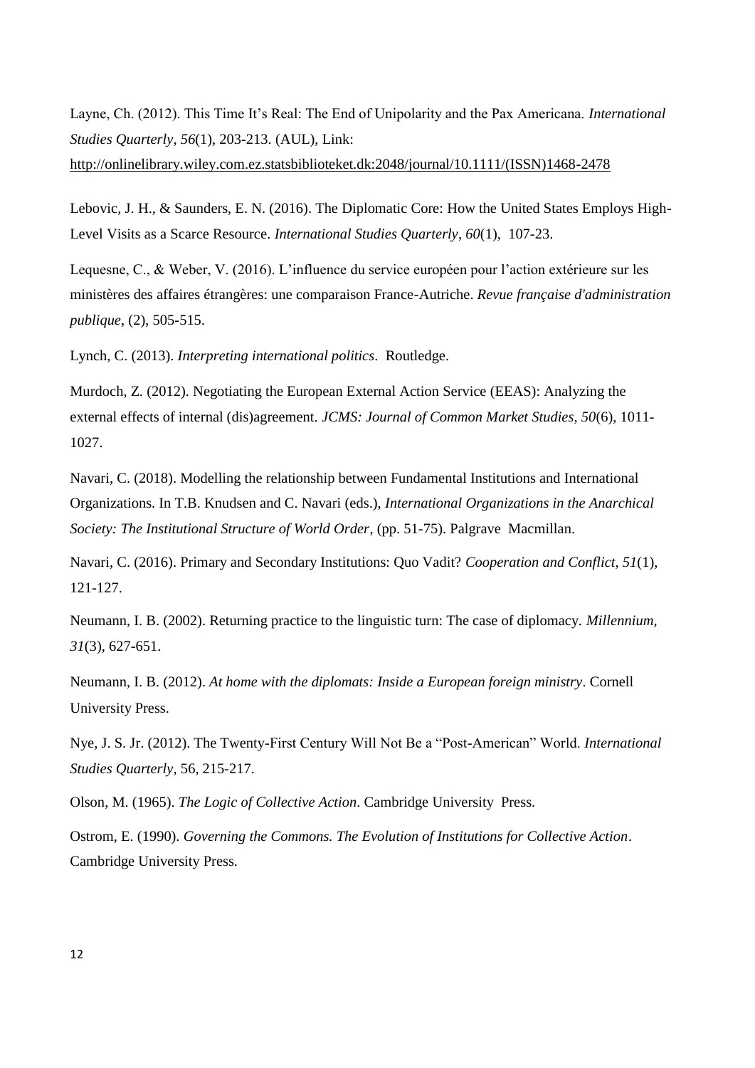Layne, Ch. (2012). This Time It's Real: The End of Unipolarity and the Pax Americana. *International Studies Quarterly*, *56*(1), 203-213. (AUL), Link: http://onlinelibrary.wiley.com.ez.statsbiblioteket.dk:2048/journal/10.1111/(ISSN)1468-2478

Lebovic, J. H., & Saunders, E. N. (2016). The Diplomatic Core: How the United States Employs High-Level Visits as a Scarce Resource. *International Studies Quarterly*, *60*(1), 107-23.

Lequesne, C., & Weber, V. (2016). L'influence du service européen pour l'action extérieure sur les ministères des affaires étrangères: une comparaison France-Autriche. *Revue française d'administration publique*, (2), 505-515.

Lynch, C. (2013). *Interpreting international politics*. Routledge.

Murdoch, Z. (2012). Negotiating the European External Action Service (EEAS): Analyzing the external effects of internal (dis)agreement. *JCMS: Journal of Common Market Studies*, *50*(6), 1011-1027.

Navari, C. (2018). Modelling the relationship between Fundamental Institutions and International Organizations. In T.B. Knudsen and C. Navari (eds.), *International Organizations in the Anarchical Society: The Institutional Structure of World Order*, (pp. 51-75). Palgrave Macmillan.

Navari, C. (2016). Primary and Secondary Institutions: Quo Vadit? *Cooperation and Conflict*, *51*(1), 121-127.

Neumann, I. B. (2002). Returning practice to the linguistic turn: The case of diplomacy. *Millennium*, *31*(3), 627-651.

Neumann, I. B. (2012). *At home with the diplomats: Inside a European foreign ministry*. Cornell University Press.

Nye, J. S. Jr. (2012). The Twenty-First Century Will Not Be a "Post-American" World. *International Studies Quarterly*, 56, 215-217.

Olson, M. (1965). *The Logic of Collective Action*. Cambridge University Press.

Ostrom, E. (1990). *Governing the Commons. The Evolution of Institutions for Collective Action*. Cambridge University Press.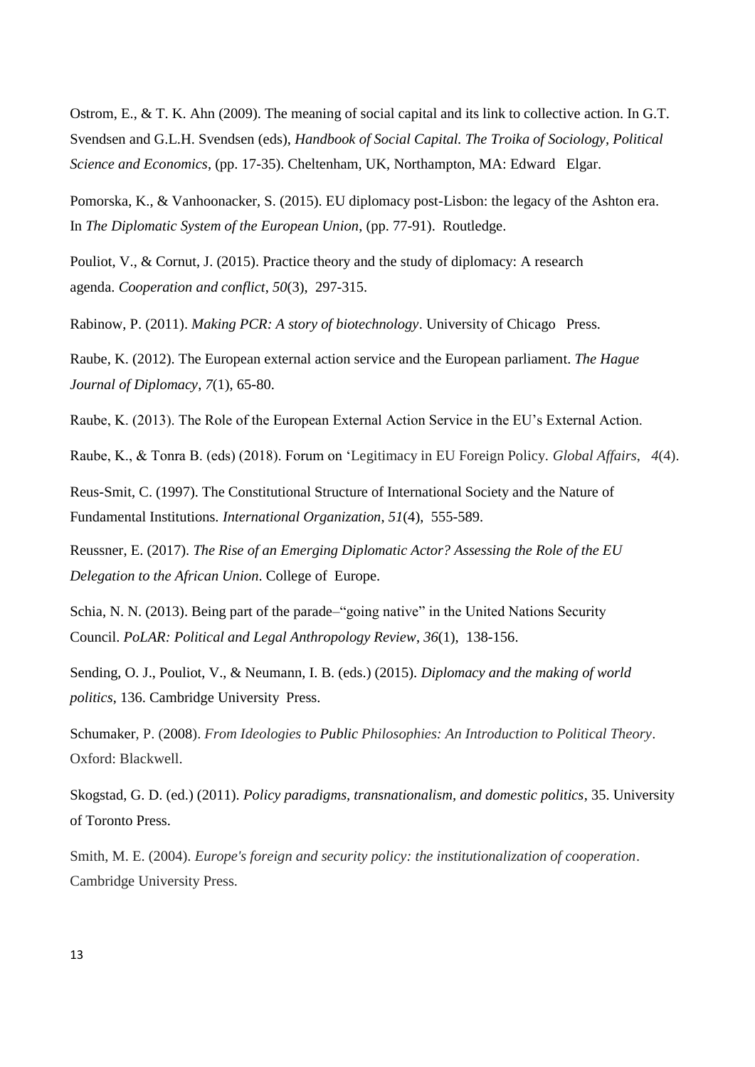Ostrom, E., & T. K. Ahn (2009). The meaning of social capital and its link to collective action. In G.T. Svendsen and G.L.H. Svendsen (eds), *Handbook of Social Capital. The Troika of Sociology, Political Science and Economics*, (pp. 17-35). Cheltenham, UK, Northampton, MA: Edward Elgar.

Pomorska, K., & Vanhoonacker, S. (2015). EU diplomacy post-Lisbon: the legacy of the Ashton era. In *The Diplomatic System of the European Union*, (pp. 77-91). Routledge.

Pouliot, V., & Cornut, J. (2015). Practice theory and the study of diplomacy: A research agenda. *Cooperation and conflict*, *50*(3), 297-315.

Rabinow, P. (2011). *Making PCR: A story of biotechnology*. University of Chicago Press.

Raube, K. (2012). The European external action service and the European parliament. *The Hague Journal of Diplomacy*, *7*(1), 65-80.

Raube, K. (2013). The Role of the European External Action Service in the EU's External Action.

Raube, K., & Tonra B. (eds) (2018). Forum on 'Legitimacy in EU Foreign Policy. *Global Affairs*, *4*(4).

Reus-Smit, C. (1997). The Constitutional Structure of International Society and the Nature of Fundamental Institutions. *International Organization*, *51*(4), 555-589.

Reussner, E. (2017). *The Rise of an Emerging Diplomatic Actor? Assessing the Role of the EU Delegation to the African Union*. College of Europe.

Schia, N. N. (2013). Being part of the parade–"going native" in the United Nations Security Council. *PoLAR: Political and Legal Anthropology Review*, *36*(1), 138-156.

Sending, O. J., Pouliot, V., & Neumann, I. B. (eds.) (2015). *Diplomacy and the making of world politics*, 136. Cambridge University Press.

Schumaker, P. (2008). *From Ideologies to Public Philosophies: An Introduction to Political Theory*. Oxford: Blackwell.

Skogstad, G. D. (ed.) (2011). *Policy paradigms, transnationalism, and domestic politics*, 35. University of Toronto Press.

Smith, M. E. (2004). *Europe's foreign and security policy: the institutionalization of cooperation*. Cambridge University Press.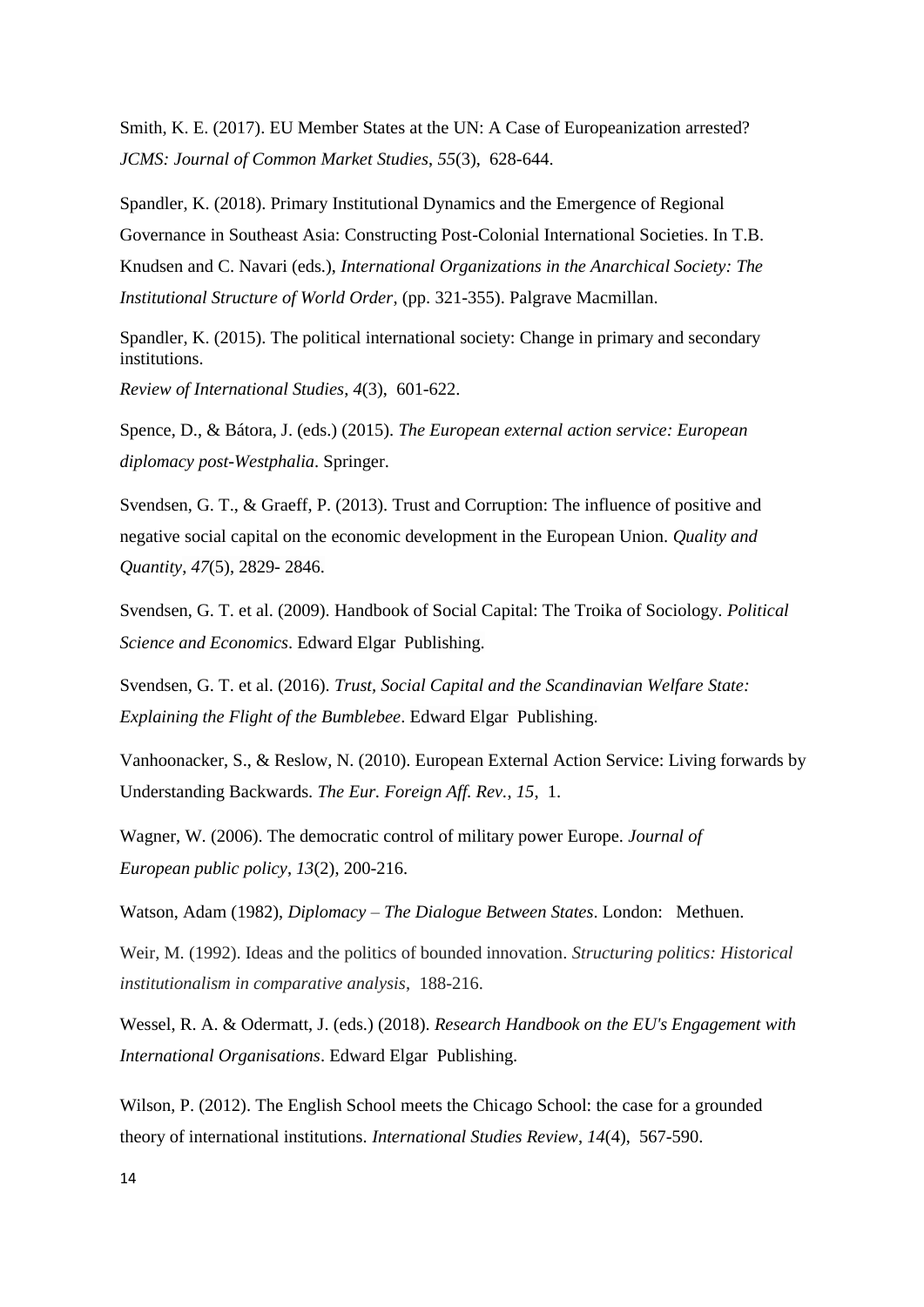Smith, K. E. (2017). EU Member States at the UN: A Case of Europeanization arrested? *JCMS: Journal of Common Market Studies*, *55*(3), 628-644.

Spandler, K. (2018). Primary Institutional Dynamics and the Emergence of Regional Governance in Southeast Asia: Constructing Post-Colonial International Societies. In T.B. Knudsen and C. Navari (eds.), *International Organizations in the Anarchical Society: The Institutional Structure of World Order*, (pp. 321-355). Palgrave Macmillan.

Spandler, K. (2015). The political international society: Change in primary and secondary institutions.
*Review of International Studies*, *4*(3), 601-622.

Spence, D., & Bátora, J. (eds.) (2015). *The European external action service: European diplomacy post-Westphalia*. Springer.

Svendsen, G. T., & Graeff, P. (2013). Trust and Corruption: The influence of positive and negative social capital on the economic development in the European Union. *Quality and Quantity*, *47*(5), 2829- 2846.

Svendsen, G. T. et al. (2009). Handbook of Social Capital: The Troika of Sociology. *Political Science and Economics*. Edward Elgar Publishing.

Svendsen, G. T. et al. (2016). *Trust, Social Capital and the Scandinavian Welfare State: Explaining the Flight of the Bumblebee*. Edward Elgar Publishing.

Vanhoonacker, S., & Reslow, N. (2010). European External Action Service: Living forwards by Understanding Backwards. *The Eur. Foreign Aff. Rev.*, *15*, 1.

Wagner, W. (2006). The democratic control of military power Europe. *Journal of European public policy*, *13*(2), 200-216.

Watson, Adam (1982), *Diplomacy – The Dialogue Between States*. London: Methuen.

Weir, M. (1992). Ideas and the politics of bounded innovation. *Structuring politics: Historical institutionalism in comparative analysis*, 188-216.

Wessel, R. A. & Odermatt, J. (eds.) (2018). *Research Handbook on the EU's Engagement with International Organisations*. Edward Elgar Publishing.

Wilson, P. (2012). The English School meets the Chicago School: the case for a grounded theory of international institutions. *International Studies Review*, *14*(4), 567-590.